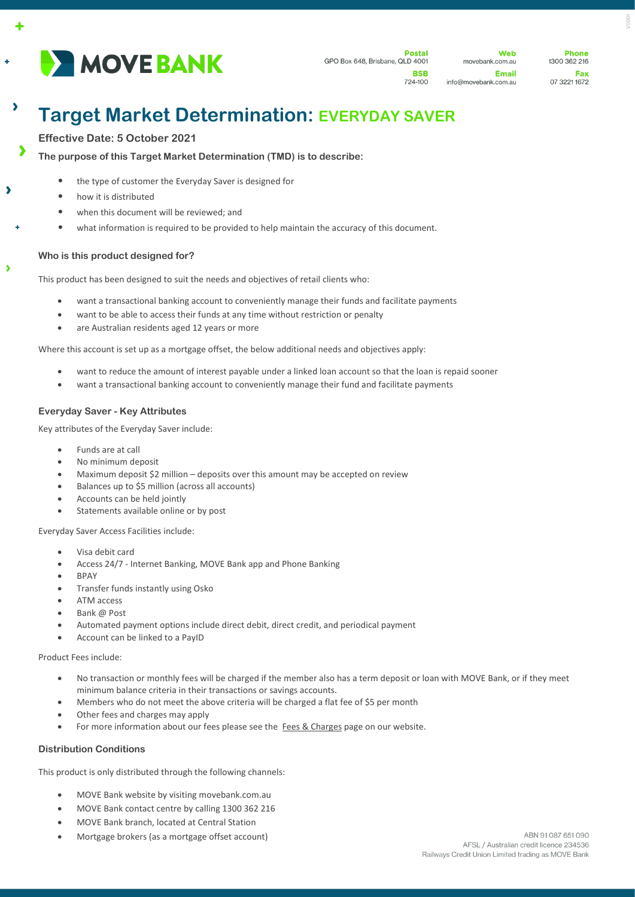MOVE BANK

**Postal**
GPO Box 648, Brisbane, QLD 4001

**BSB**
724-100

**Web**
movebank.com.au

**Email**
info@movebank.com.au

**Phone**
1300 362 216

**Fax**
07 3221 1672

# Target Market Determination: EVERYDAY SAVER

**Effective Date: 5 October 2021**

**The purpose of this Target Market Determination (TMD) is to describe:**

- the type of customer the Everyday Saver is designed for
- how it is distributed
- when this document will be reviewed; and
- what information is required to be provided to help maintain the accuracy of this document.

### Who is this product designed for?

This product has been designed to suit the needs and objectives of retail clients who:

- want a transactional banking account to conveniently manage their funds and facilitate payments
- want to be able to access their funds at any time without restriction or penalty
- are Australian residents aged 12 years or more

Where this account is set up as a mortgage offset, the below additional needs and objectives apply:

- want to reduce the amount of interest payable under a linked loan account so that the loan is repaid sooner
- want a transactional banking account to conveniently manage their fund and facilitate payments

### Everyday Saver - Key Attributes

Key attributes of the Everyday Saver include:

- Funds are at call
- No minimum deposit
- Maximum deposit $2 million – deposits over this amount may be accepted on review
- Balances up to $5 million (across all accounts)
- Accounts can be held jointly
- Statements available online or by post

Everyday Saver Access Facilities include:

- Visa debit card
- Access 24/7 - Internet Banking, MOVE Bank app and Phone Banking
- BPAY
- Transfer funds instantly using Osko
- ATM access
- Bank @ Post
- Automated payment options include direct debit, direct credit, and periodical payment
- Account can be linked to a PayID

Product Fees include:

- No transaction or monthly fees will be charged if the member also has a term deposit or loan with MOVE Bank, or if they meet minimum balance criteria in their transactions or savings accounts.
- Members who do not meet the above criteria will be charged a flat fee of $5 per month
- Other fees and charges may apply
- For more information about our fees please see the Fees & Charges page on our website.

### Distribution Conditions

This product is only distributed through the following channels:

- MOVE Bank website by visiting movebank.com.au
- MOVE Bank contact centre by calling 1300 362 216
- MOVE Bank branch, located at Central Station
- Mortgage brokers (as a mortgage offset account)

ABN 91 087 651 090
AFSL / Australian credit licence 234536
Railways Credit Union Limited trading as MOVE Bank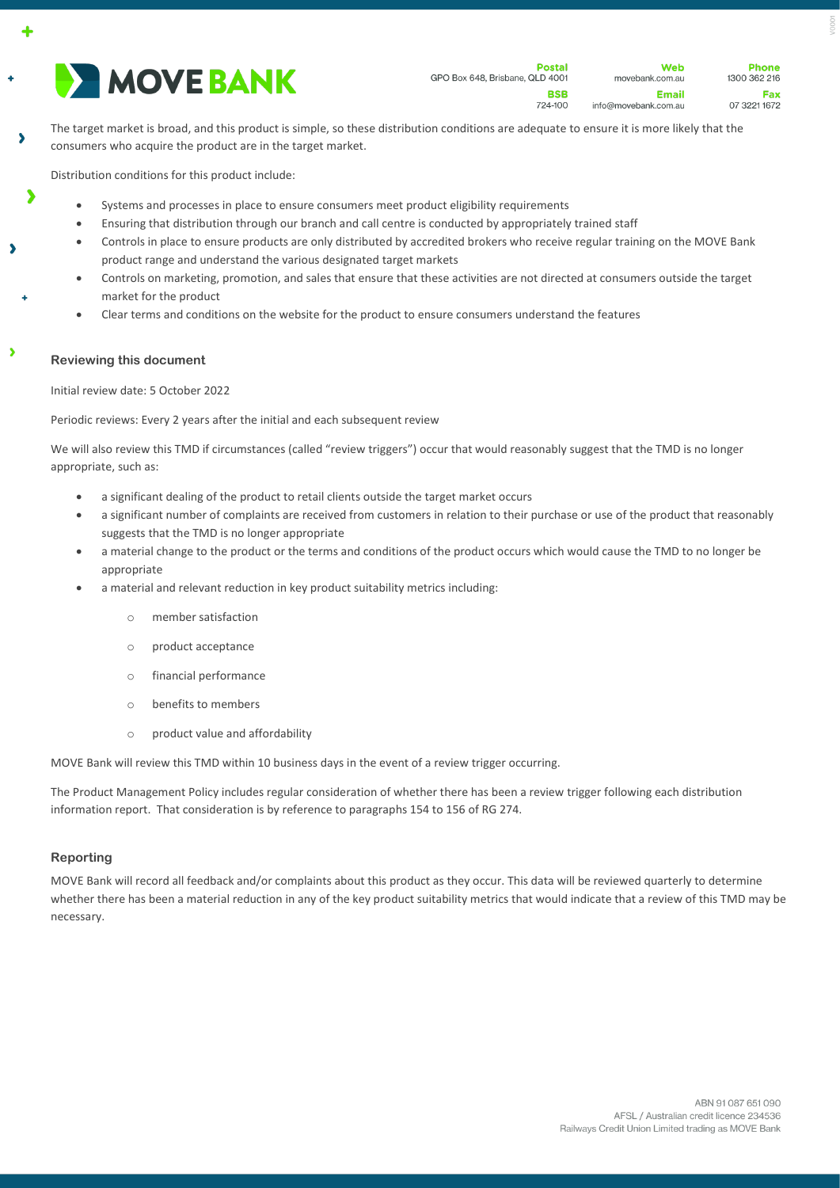The target market is broad, and this product is simple, so these distribution conditions are adequate to ensure it is more likely that the consumers who acquire the product are in the target market.

Distribution conditions for this product include:

- Systems and processes in place to ensure consumers meet product eligibility requirements
- Ensuring that distribution through our branch and call centre is conducted by appropriately trained staff
- Controls in place to ensure products are only distributed by accredited brokers who receive regular training on the MOVE Bank product range and understand the various designated target markets
- Controls on marketing, promotion, and sales that ensure that these activities are not directed at consumers outside the target market for the product
- Clear terms and conditions on the website for the product to ensure consumers understand the features

### Reviewing this document

Initial review date: 5 October 2022

Periodic reviews: Every 2 years after the initial and each subsequent review

We will also review this TMD if circumstances (called "review triggers") occur that would reasonably suggest that the TMD is no longer appropriate, such as:

- a significant dealing of the product to retail clients outside the target market occurs
- a significant number of complaints are received from customers in relation to their purchase or use of the product that reasonably suggests that the TMD is no longer appropriate
- a material change to the product or the terms and conditions of the product occurs which would cause the TMD to no longer be appropriate
- a material and relevant reduction in key product suitability metrics including:
  - member satisfaction
  - product acceptance
  - financial performance
  - benefits to members
  - product value and affordability

MOVE Bank will review this TMD within 10 business days in the event of a review trigger occurring.

The Product Management Policy includes regular consideration of whether there has been a review trigger following each distribution information report. That consideration is by reference to paragraphs 154 to 156 of RG 274.

### Reporting

MOVE Bank will record all feedback and/or complaints about this product as they occur. This data will be reviewed quarterly to determine whether there has been a material reduction in any of the key product suitability metrics that would indicate that a review of this TMD may be necessary.